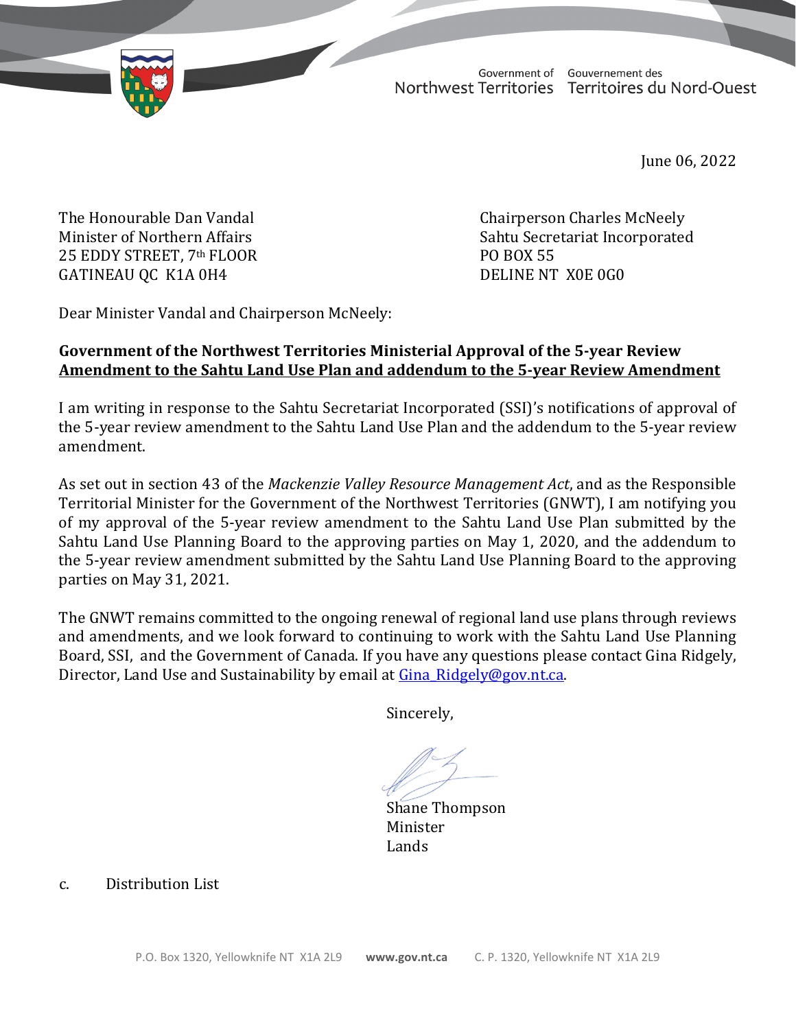Government of Northwest Territories
Gouvernement des Territoires du Nord-Ouest

June 06, 2022

The Honourable Dan Vandal
Minister of Northern Affairs
25 EDDY STREET, 7th FLOOR
GATINEAU QC K1A 0H4

Chairperson Charles McNeely
Sahtu Secretariat Incorporated
PO BOX 55
DELINE NT X0E 0G0

Dear Minister Vandal and Chairperson McNeely:

**Government of the Northwest Territories Ministerial Approval of the 5-year Review Amendment to the Sahtu Land Use Plan and addendum to the 5-year Review Amendment**

I am writing in response to the Sahtu Secretariat Incorporated (SSI)'s notifications of approval of the 5-year review amendment to the Sahtu Land Use Plan and the addendum to the 5-year review amendment.

As set out in section 43 of the *Mackenzie Valley Resource Management Act*, and as the Responsible Territorial Minister for the Government of the Northwest Territories (GNWT), I am notifying you of my approval of the 5-year review amendment to the Sahtu Land Use Plan submitted by the Sahtu Land Use Planning Board to the approving parties on May 1, 2020, and the addendum to the 5-year review amendment submitted by the Sahtu Land Use Planning Board to the approving parties on May 31, 2021.

The GNWT remains committed to the ongoing renewal of regional land use plans through reviews and amendments, and we look forward to continuing to work with the Sahtu Land Use Planning Board, SSI, and the Government of Canada. If you have any questions please contact Gina Ridgely, Director, Land Use and Sustainability by email at Gina_Ridgely@gov.nt.ca.

Sincerely,

Shane Thompson
Minister
Lands

c. Distribution List

P.O. Box 1320, Yellowknife NT X1A 2L9 **www.gov.nt.ca** C. P. 1320, Yellowknife NT X1A 2L9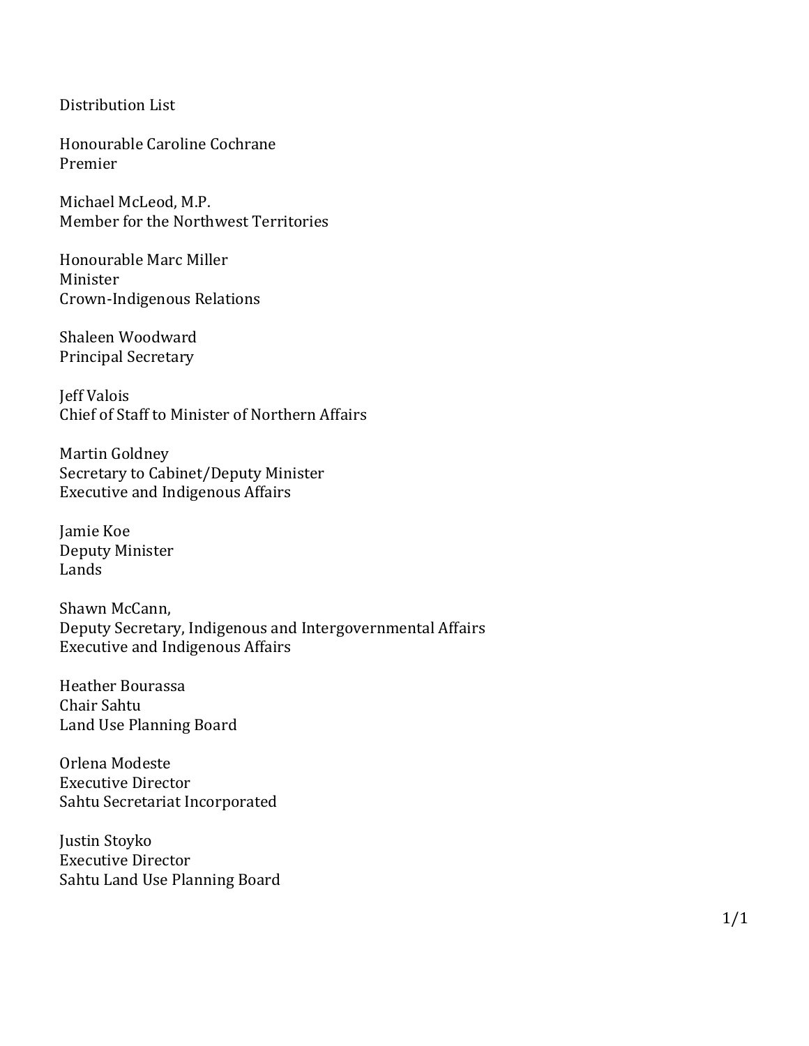Distribution List

Honourable Caroline Cochrane  
Premier

Michael McLeod, M.P.  
Member for the Northwest Territories

Honourable Marc Miller  
Minister  
Crown-Indigenous Relations

Shaleen Woodward  
Principal Secretary

Jeff Valois  
Chief of Staff to Minister of Northern Affairs

Martin Goldney  
Secretary to Cabinet/Deputy Minister  
Executive and Indigenous Affairs

Jamie Koe  
Deputy Minister  
Lands

Shawn McCann,  
Deputy Secretary, Indigenous and Intergovernmental Affairs  
Executive and Indigenous Affairs

Heather Bourassa  
Chair Sahtu  
Land Use Planning Board

Orlena Modeste  
Executive Director  
Sahtu Secretariat Incorporated

Justin Stoyko  
Executive Director  
Sahtu Land Use Planning Board